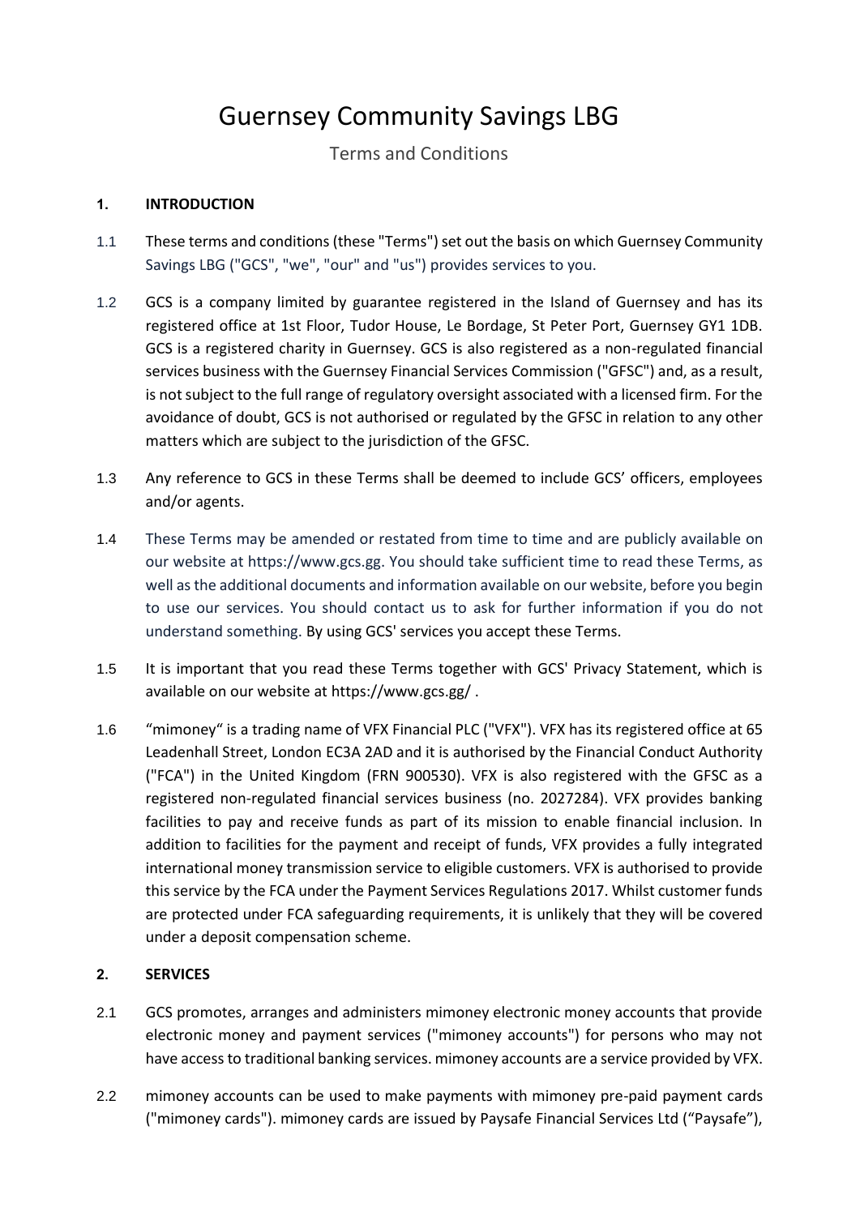# Guernsey Community Savings LBG

## Terms and Conditions

### 1. INTRODUCTION

1.1 These terms and conditions (these "Terms") set out the basis on which Guernsey Community Savings LBG ("GCS", "we", "our" and "us") provides services to you.

1.2 GCS is a company limited by guarantee registered in the Island of Guernsey and has its registered office at 1st Floor, Tudor House, Le Bordage, St Peter Port, Guernsey GY1 1DB. GCS is a registered charity in Guernsey. GCS is also registered as a non-regulated financial services business with the Guernsey Financial Services Commission ("GFSC") and, as a result, is not subject to the full range of regulatory oversight associated with a licensed firm. For the avoidance of doubt, GCS is not authorised or regulated by the GFSC in relation to any other matters which are subject to the jurisdiction of the GFSC.

1.3 Any reference to GCS in these Terms shall be deemed to include GCS' officers, employees and/or agents.

1.4 These Terms may be amended or restated from time to time and are publicly available on our website at https://www.gcs.gg. You should take sufficient time to read these Terms, as well as the additional documents and information available on our website, before you begin to use our services. You should contact us to ask for further information if you do not understand something. By using GCS' services you accept these Terms.

1.5 It is important that you read these Terms together with GCS' Privacy Statement, which is available on our website at https://www.gcs.gg/ .

1.6 "mimoney" is a trading name of VFX Financial PLC ("VFX"). VFX has its registered office at 65 Leadenhall Street, London EC3A 2AD and it is authorised by the Financial Conduct Authority ("FCA") in the United Kingdom (FRN 900530). VFX is also registered with the GFSC as a registered non-regulated financial services business (no. 2027284). VFX provides banking facilities to pay and receive funds as part of its mission to enable financial inclusion. In addition to facilities for the payment and receipt of funds, VFX provides a fully integrated international money transmission service to eligible customers. VFX is authorised to provide this service by the FCA under the Payment Services Regulations 2017. Whilst customer funds are protected under FCA safeguarding requirements, it is unlikely that they will be covered under a deposit compensation scheme.

### 2. SERVICES

2.1 GCS promotes, arranges and administers mimoney electronic money accounts that provide electronic money and payment services ("mimoney accounts") for persons who may not have access to traditional banking services. mimoney accounts are a service provided by VFX.

2.2 mimoney accounts can be used to make payments with mimoney pre-paid payment cards ("mimoney cards"). mimoney cards are issued by Paysafe Financial Services Ltd ("Paysafe"),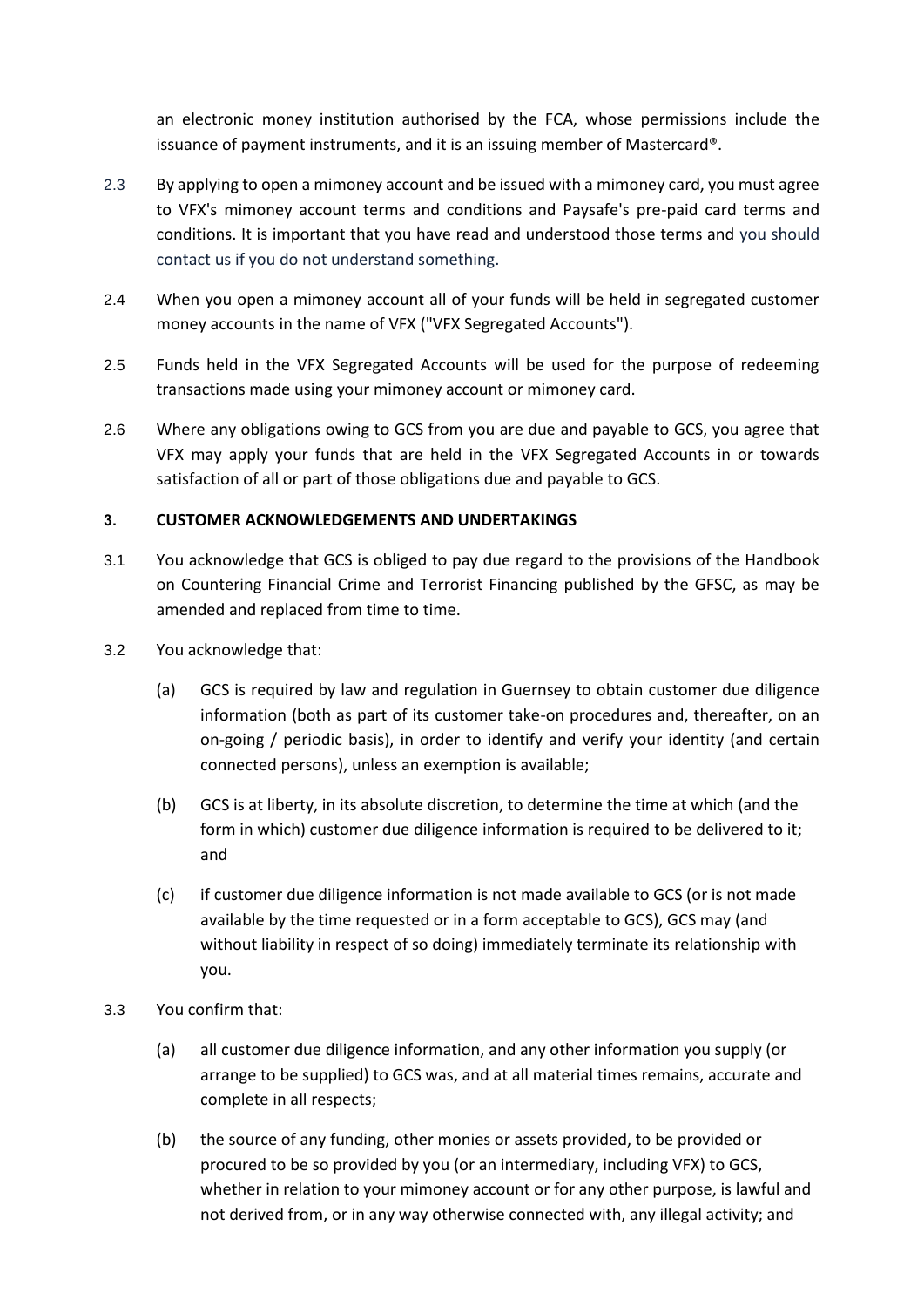an electronic money institution authorised by the FCA, whose permissions include the issuance of payment instruments, and it is an issuing member of Mastercard®.

2.3 By applying to open a mimoney account and be issued with a mimoney card, you must agree to VFX's mimoney account terms and conditions and Paysafe's pre-paid card terms and conditions. It is important that you have read and understood those terms and you should contact us if you do not understand something.

2.4 When you open a mimoney account all of your funds will be held in segregated customer money accounts in the name of VFX ("VFX Segregated Accounts").

2.5 Funds held in the VFX Segregated Accounts will be used for the purpose of redeeming transactions made using your mimoney account or mimoney card.

2.6 Where any obligations owing to GCS from you are due and payable to GCS, you agree that VFX may apply your funds that are held in the VFX Segregated Accounts in or towards satisfaction of all or part of those obligations due and payable to GCS.

**3. CUSTOMER ACKNOWLEDGEMENTS AND UNDERTAKINGS**

3.1 You acknowledge that GCS is obliged to pay due regard to the provisions of the Handbook on Countering Financial Crime and Terrorist Financing published by the GFSC, as may be amended and replaced from time to time.

3.2 You acknowledge that:

(a) GCS is required by law and regulation in Guernsey to obtain customer due diligence information (both as part of its customer take-on procedures and, thereafter, on an on-going / periodic basis), in order to identify and verify your identity (and certain connected persons), unless an exemption is available;

(b) GCS is at liberty, in its absolute discretion, to determine the time at which (and the form in which) customer due diligence information is required to be delivered to it; and

(c) if customer due diligence information is not made available to GCS (or is not made available by the time requested or in a form acceptable to GCS), GCS may (and without liability in respect of so doing) immediately terminate its relationship with you.

3.3 You confirm that:

(a) all customer due diligence information, and any other information you supply (or arrange to be supplied) to GCS was, and at all material times remains, accurate and complete in all respects;

(b) the source of any funding, other monies or assets provided, to be provided or procured to be so provided by you (or an intermediary, including VFX) to GCS, whether in relation to your mimoney account or for any other purpose, is lawful and not derived from, or in any way otherwise connected with, any illegal activity; and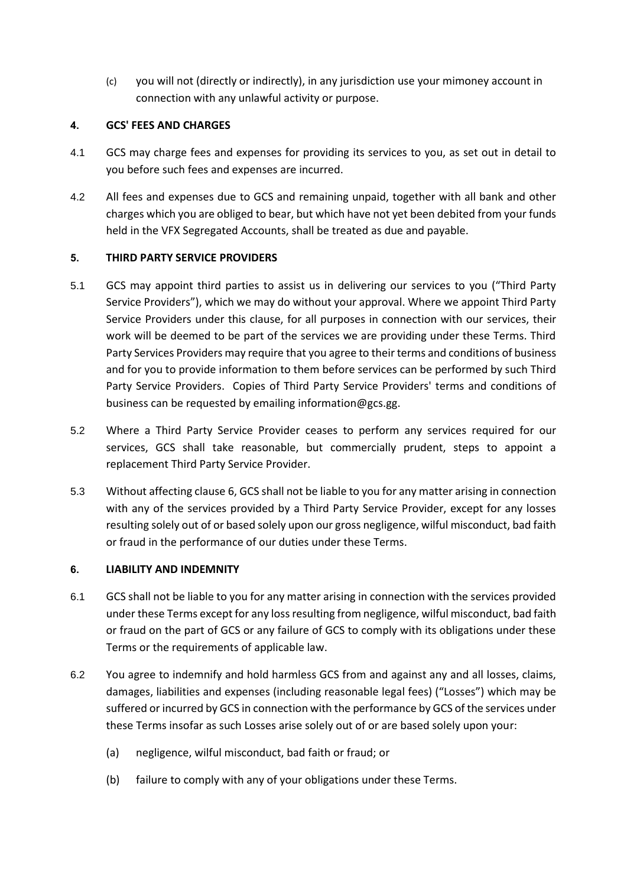(c) you will not (directly or indirectly), in any jurisdiction use your mimoney account in connection with any unlawful activity or purpose.

**4. GCS' FEES AND CHARGES**

4.1 GCS may charge fees and expenses for providing its services to you, as set out in detail to you before such fees and expenses are incurred.

4.2 All fees and expenses due to GCS and remaining unpaid, together with all bank and other charges which you are obliged to bear, but which have not yet been debited from your funds held in the VFX Segregated Accounts, shall be treated as due and payable.

**5. THIRD PARTY SERVICE PROVIDERS**

5.1 GCS may appoint third parties to assist us in delivering our services to you ("Third Party Service Providers"), which we may do without your approval. Where we appoint Third Party Service Providers under this clause, for all purposes in connection with our services, their work will be deemed to be part of the services we are providing under these Terms. Third Party Services Providers may require that you agree to their terms and conditions of business and for you to provide information to them before services can be performed by such Third Party Service Providers. Copies of Third Party Service Providers' terms and conditions of business can be requested by emailing information@gcs.gg.

5.2 Where a Third Party Service Provider ceases to perform any services required for our services, GCS shall take reasonable, but commercially prudent, steps to appoint a replacement Third Party Service Provider.

5.3 Without affecting clause 6, GCS shall not be liable to you for any matter arising in connection with any of the services provided by a Third Party Service Provider, except for any losses resulting solely out of or based solely upon our gross negligence, wilful misconduct, bad faith or fraud in the performance of our duties under these Terms.

**6. LIABILITY AND INDEMNITY**

6.1 GCS shall not be liable to you for any matter arising in connection with the services provided under these Terms except for any loss resulting from negligence, wilful misconduct, bad faith or fraud on the part of GCS or any failure of GCS to comply with its obligations under these Terms or the requirements of applicable law.

6.2 You agree to indemnify and hold harmless GCS from and against any and all losses, claims, damages, liabilities and expenses (including reasonable legal fees) ("Losses") which may be suffered or incurred by GCS in connection with the performance by GCS of the services under these Terms insofar as such Losses arise solely out of or are based solely upon your:

(a) negligence, wilful misconduct, bad faith or fraud; or

(b) failure to comply with any of your obligations under these Terms.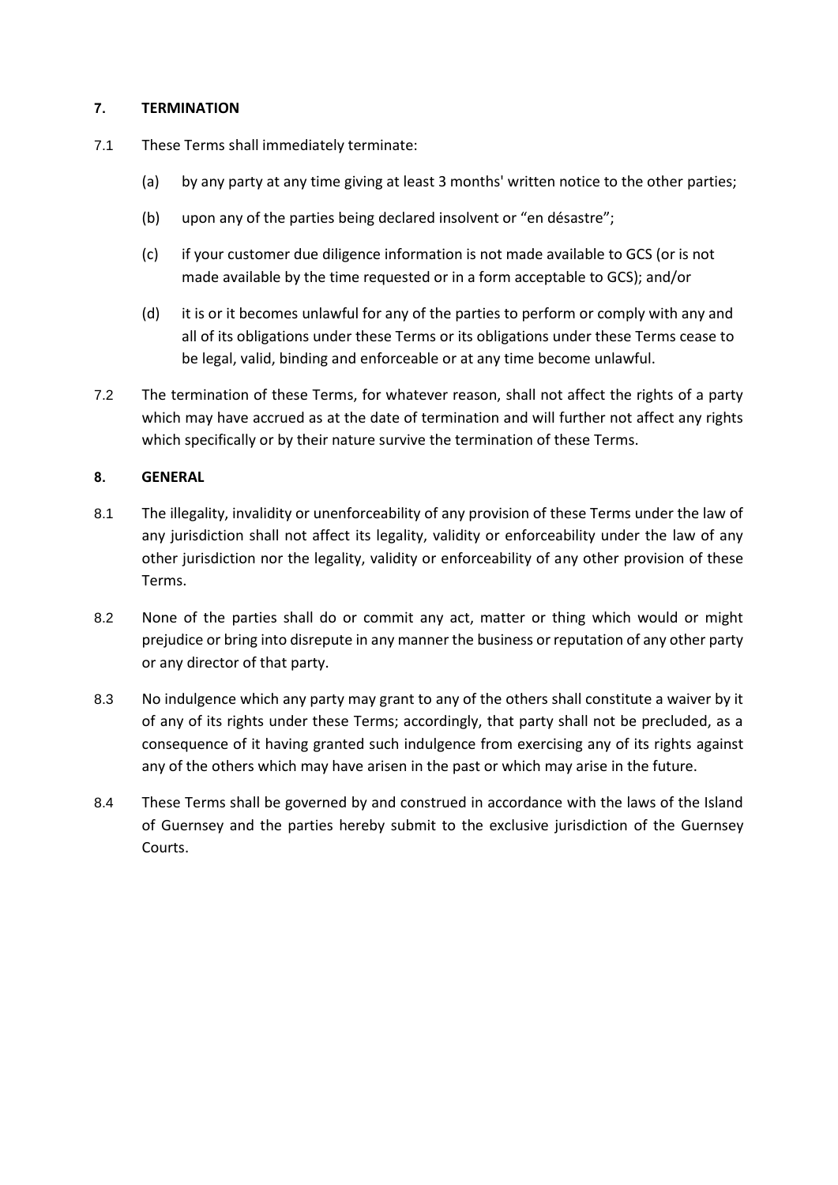## 7. TERMINATION

7.1 These Terms shall immediately terminate:

(a) by any party at any time giving at least 3 months' written notice to the other parties;

(b) upon any of the parties being declared insolvent or "en désastre";

(c) if your customer due diligence information is not made available to GCS (or is not made available by the time requested or in a form acceptable to GCS); and/or

(d) it is or it becomes unlawful for any of the parties to perform or comply with any and all of its obligations under these Terms or its obligations under these Terms cease to be legal, valid, binding and enforceable or at any time become unlawful.

7.2 The termination of these Terms, for whatever reason, shall not affect the rights of a party which may have accrued as at the date of termination and will further not affect any rights which specifically or by their nature survive the termination of these Terms.

## 8. GENERAL

8.1 The illegality, invalidity or unenforceability of any provision of these Terms under the law of any jurisdiction shall not affect its legality, validity or enforceability under the law of any other jurisdiction nor the legality, validity or enforceability of any other provision of these Terms.

8.2 None of the parties shall do or commit any act, matter or thing which would or might prejudice or bring into disrepute in any manner the business or reputation of any other party or any director of that party.

8.3 No indulgence which any party may grant to any of the others shall constitute a waiver by it of any of its rights under these Terms; accordingly, that party shall not be precluded, as a consequence of it having granted such indulgence from exercising any of its rights against any of the others which may have arisen in the past or which may arise in the future.

8.4 These Terms shall be governed by and construed in accordance with the laws of the Island of Guernsey and the parties hereby submit to the exclusive jurisdiction of the Guernsey Courts.